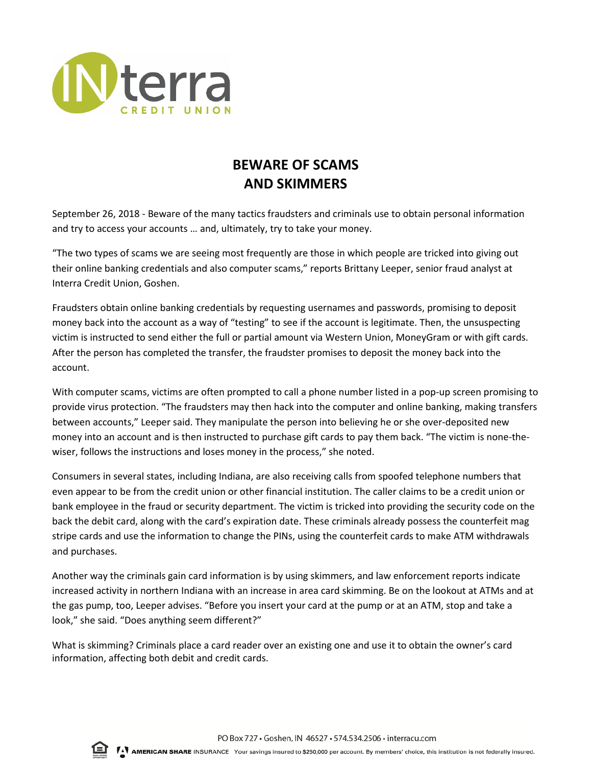INterra CREDIT UNION

# BEWARE OF SCAMS AND SKIMMERS

September 26, 2018 - Beware of the many tactics fraudsters and criminals use to obtain personal information and try to access your accounts … and, ultimately, try to take your money.

"The two types of scams we are seeing most frequently are those in which people are tricked into giving out their online banking credentials and also computer scams," reports Brittany Leeper, senior fraud analyst at Interra Credit Union, Goshen.

Fraudsters obtain online banking credentials by requesting usernames and passwords, promising to deposit money back into the account as a way of "testing" to see if the account is legitimate. Then, the unsuspecting victim is instructed to send either the full or partial amount via Western Union, MoneyGram or with gift cards. After the person has completed the transfer, the fraudster promises to deposit the money back into the account.

With computer scams, victims are often prompted to call a phone number listed in a pop-up screen promising to provide virus protection. "The fraudsters may then hack into the computer and online banking, making transfers between accounts," Leeper said. They manipulate the person into believing he or she over-deposited new money into an account and is then instructed to purchase gift cards to pay them back. "The victim is none-the-wiser, follows the instructions and loses money in the process," she noted.

Consumers in several states, including Indiana, are also receiving calls from spoofed telephone numbers that even appear to be from the credit union or other financial institution. The caller claims to be a credit union or bank employee in the fraud or security department. The victim is tricked into providing the security code on the back the debit card, along with the card's expiration date. These criminals already possess the counterfeit mag stripe cards and use the information to change the PINs, using the counterfeit cards to make ATM withdrawals and purchases.

Another way the criminals gain card information is by using skimmers, and law enforcement reports indicate increased activity in northern Indiana with an increase in area card skimming. Be on the lookout at ATMs and at the gas pump, too, Leeper advises. "Before you insert your card at the pump or at an ATM, stop and take a look," she said. "Does anything seem different?"

What is skimming? Criminals place a card reader over an existing one and use it to obtain the owner's card information, affecting both debit and credit cards.

PO Box 727 • Goshen, IN 46527 • 574.534.2506 • interracu.com

AMERICAN SHARE INSURANCE Your savings insured to $250,000 per account. By members' choice, this institution is not federally insured.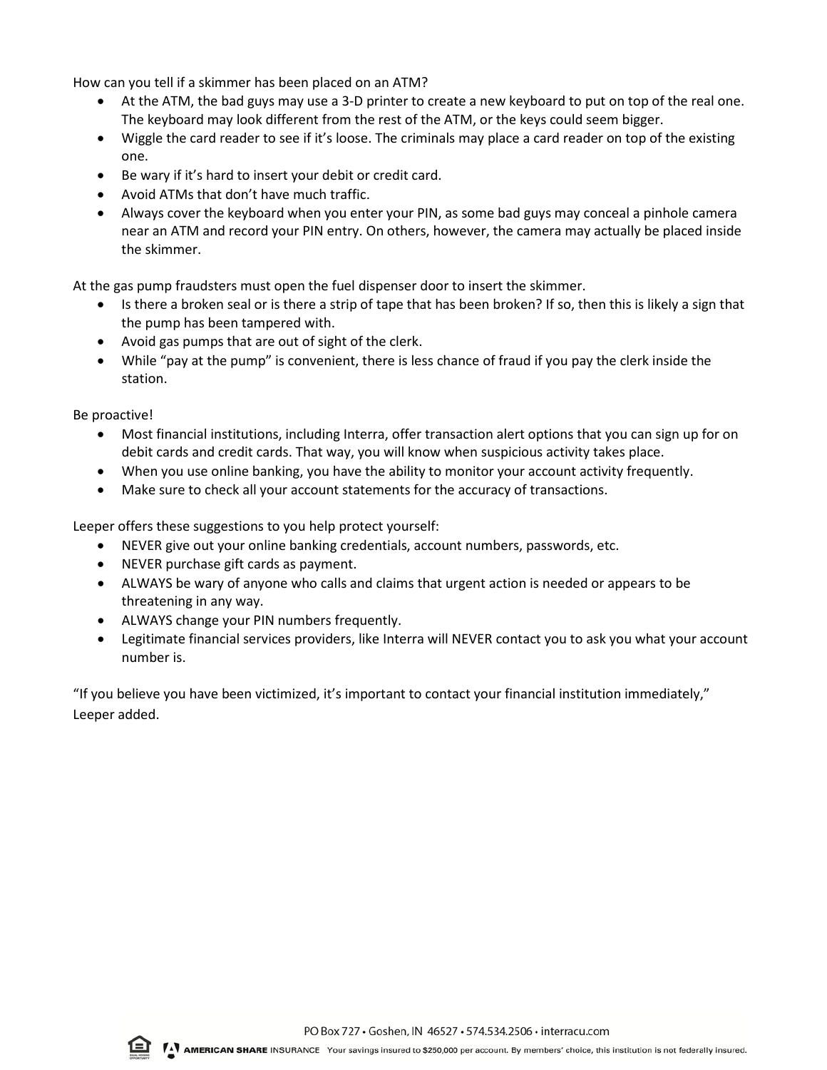How can you tell if a skimmer has been placed on an ATM?

- At the ATM, the bad guys may use a 3-D printer to create a new keyboard to put on top of the real one. The keyboard may look different from the rest of the ATM, or the keys could seem bigger.
- Wiggle the card reader to see if it's loose. The criminals may place a card reader on top of the existing one.
- Be wary if it's hard to insert your debit or credit card.
- Avoid ATMs that don't have much traffic.
- Always cover the keyboard when you enter your PIN, as some bad guys may conceal a pinhole camera near an ATM and record your PIN entry. On others, however, the camera may actually be placed inside the skimmer.

At the gas pump fraudsters must open the fuel dispenser door to insert the skimmer.

- Is there a broken seal or is there a strip of tape that has been broken? If so, then this is likely a sign that the pump has been tampered with.
- Avoid gas pumps that are out of sight of the clerk.
- While "pay at the pump" is convenient, there is less chance of fraud if you pay the clerk inside the station.

Be proactive!

- Most financial institutions, including Interra, offer transaction alert options that you can sign up for on debit cards and credit cards. That way, you will know when suspicious activity takes place.
- When you use online banking, you have the ability to monitor your account activity frequently.
- Make sure to check all your account statements for the accuracy of transactions.

Leeper offers these suggestions to you help protect yourself:

- NEVER give out your online banking credentials, account numbers, passwords, etc.
- NEVER purchase gift cards as payment.
- ALWAYS be wary of anyone who calls and claims that urgent action is needed or appears to be threatening in any way.
- ALWAYS change your PIN numbers frequently.
- Legitimate financial services providers, like Interra will NEVER contact you to ask you what your account number is.

"If you believe you have been victimized, it's important to contact your financial institution immediately," Leeper added.

PO Box 727 • Goshen, IN 46527 • 574.534.2506 • interracu.com

AMERICAN SHARE INSURANCE Your savings insured to $250,000 per account. By members' choice, this institution is not federally insured.